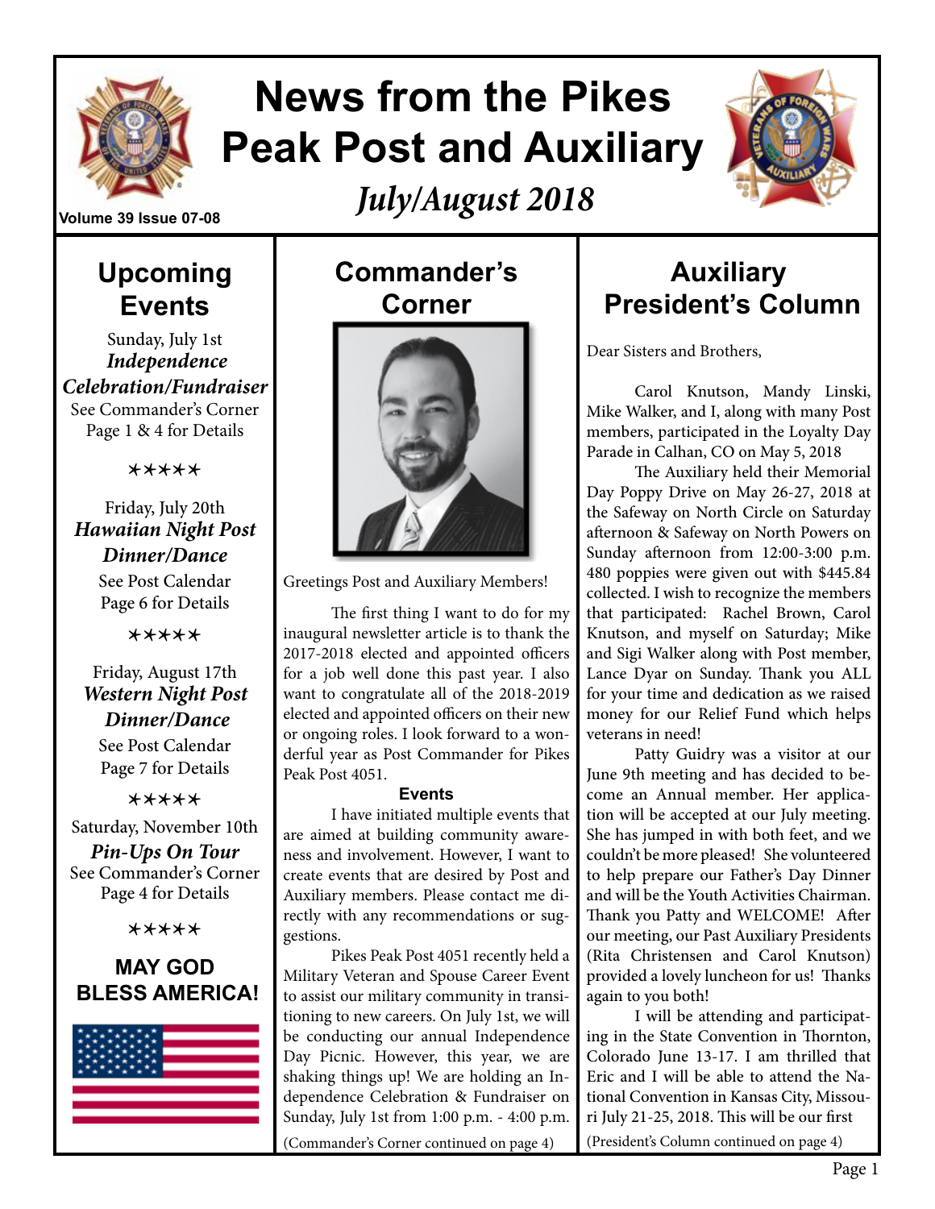# News from the Pikes Peak Post and Auxiliary

*July/August 2018*

Volume 39 Issue 07-08

## Upcoming Events

Sunday, July 1st
***Independence Celebration/Fundraiser***
See Commander's Corner
Page 1 & 4 for Details

\*\*\*\*\*

Friday, July 20th
***Hawaiian Night Post Dinner/Dance***
See Post Calendar
Page 6 for Details

\*\*\*\*\*

Friday, August 17th
***Western Night Post Dinner/Dance***
See Post Calendar
Page 7 for Details

\*\*\*\*\*

Saturday, November 10th
***Pin-Ups On Tour***
See Commander's Corner
Page 4 for Details

\*\*\*\*\*

**MAY GOD BLESS AMERICA!**

## Commander's Corner

Greetings Post and Auxiliary Members!

The first thing I want to do for my inaugural newsletter article is to thank the 2017-2018 elected and appointed officers for a job well done this past year. I also want to congratulate all of the 2018-2019 elected and appointed officers on their new or ongoing roles. I look forward to a wonderful year as Post Commander for Pikes Peak Post 4051.

### Events

I have initiated multiple events that are aimed at building community awareness and involvement. However, I want to create events that are desired by Post and Auxiliary members. Please contact me directly with any recommendations or suggestions.

Pikes Peak Post 4051 recently held a Military Veteran and Spouse Career Event to assist our military community in transitioning to new careers. On July 1st, we will be conducting our annual Independence Day Picnic. However, this year, we are shaking things up! We are holding an Independence Celebration & Fundraiser on Sunday, July 1st from 1:00 p.m. - 4:00 p.m.

(Commander's Corner continued on page 4)

## Auxiliary President's Column

Dear Sisters and Brothers,

Carol Knutson, Mandy Linski, Mike Walker, and I, along with many Post members, participated in the Loyalty Day Parade in Calhan, CO on May 5, 2018

The Auxiliary held their Memorial Day Poppy Drive on May 26-27, 2018 at the Safeway on North Circle on Saturday afternoon & Safeway on North Powers on Sunday afternoon from 12:00-3:00 p.m. 480 poppies were given out with $445.84 collected. I wish to recognize the members that participated: Rachel Brown, Carol Knutson, and myself on Saturday; Mike and Sigi Walker along with Post member, Lance Dyar on Sunday. Thank you ALL for your time and dedication as we raised money for our Relief Fund which helps veterans in need!

Patty Guidry was a visitor at our June 9th meeting and has decided to become an Annual member. Her application will be accepted at our July meeting. She has jumped in with both feet, and we couldn't be more pleased! She volunteered to help prepare our Father's Day Dinner and will be the Youth Activities Chairman. Thank you Patty and WELCOME! After our meeting, our Past Auxiliary Presidents (Rita Christensen and Carol Knutson) provided a lovely luncheon for us! Thanks again to you both!

I will be attending and participating in the State Convention in Thornton, Colorado June 13-17. I am thrilled that Eric and I will be able to attend the National Convention in Kansas City, Missouri July 21-25, 2018. This will be our first

(President's Column continued on page 4)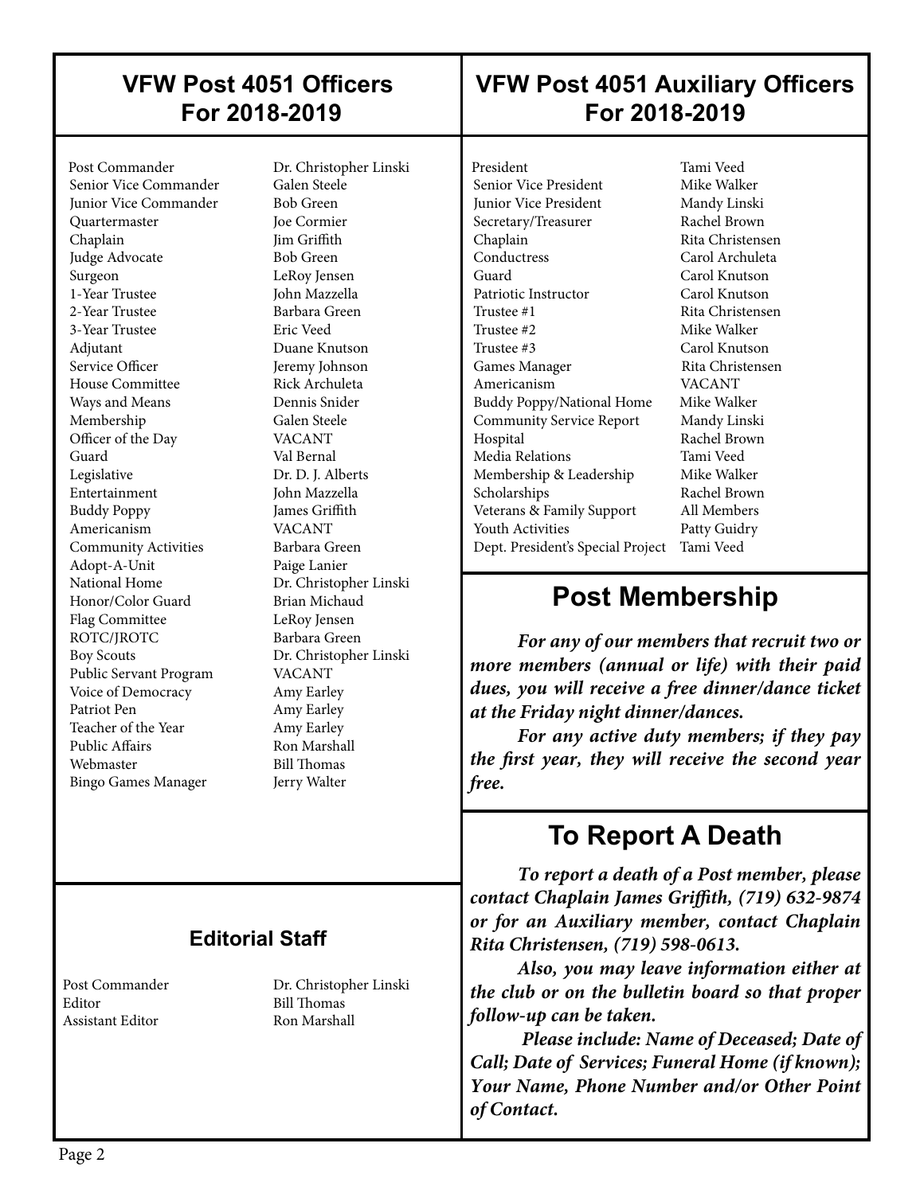## VFW Post 4051 Officers For 2018-2019

| | |
|---|---|
| Post Commander | Dr. Christopher Linski |
| Senior Vice Commander | Galen Steele |
| Junior Vice Commander | Bob Green |
| Quartermaster | Joe Cormier |
| Chaplain | Jim Griffith |
| Judge Advocate | Bob Green |
| Surgeon | LeRoy Jensen |
| 1-Year Trustee | John Mazzella |
| 2-Year Trustee | Barbara Green |
| 3-Year Trustee | Eric Veed |
| Adjutant | Duane Knutson |
| Service Officer | Jeremy Johnson |
| House Committee | Rick Archuleta |
| Ways and Means | Dennis Snider |
| Membership | Galen Steele |
| Officer of the Day | VACANT |
| Guard | Val Bernal |
| Legislative | Dr. D. J. Alberts |
| Entertainment | John Mazzella |
| Buddy Poppy | James Griffith |
| Americanism | VACANT |
| Community Activities | Barbara Green |
| Adopt-A-Unit | Paige Lanier |
| National Home | Dr. Christopher Linski |
| Honor/Color Guard | Brian Michaud |
| Flag Committee | LeRoy Jensen |
| ROTC/JROTC | Barbara Green |
| Boy Scouts | Dr. Christopher Linski |
| Public Servant Program | VACANT |
| Voice of Democracy | Amy Earley |
| Patriot Pen | Amy Earley |
| Teacher of the Year | Amy Earley |
| Public Affairs | Ron Marshall |
| Webmaster | Bill Thomas |
| Bingo Games Manager | Jerry Walter |

### Editorial Staff

| | |
|---|---|
| Post Commander | Dr. Christopher Linski |
| Editor | Bill Thomas |
| Assistant Editor | Ron Marshall |

## VFW Post 4051 Auxiliary Officers For 2018-2019

| | |
|---|---|
| President | Tami Veed |
| Senior Vice President | Mike Walker |
| Junior Vice President | Mandy Linski |
| Secretary/Treasurer | Rachel Brown |
| Chaplain | Rita Christensen |
| Conductress | Carol Archuleta |
| Guard | Carol Knutson |
| Patriotic Instructor | Carol Knutson |
| Trustee #1 | Rita Christensen |
| Trustee #2 | Mike Walker |
| Trustee #3 | Carol Knutson |
| Games Manager | Rita Christensen |
| Americanism | VACANT |
| Buddy Poppy/National Home | Mike Walker |
| Community Service Report | Mandy Linski |
| Hospital | Rachel Brown |
| Media Relations | Tami Veed |
| Membership & Leadership | Mike Walker |
| Scholarships | Rachel Brown |
| Veterans & Family Support | All Members |
| Youth Activities | Patty Guidry |
| Dept. President's Special Project | Tami Veed |

## Post Membership

***For any of our members that recruit two or more members (annual or life) with their paid dues, you will receive a free dinner/dance ticket at the Friday night dinner/dances.***

***For any active duty members; if they pay the first year, they will receive the second year free.***

## To Report A Death

***To report a death of a Post member, please contact Chaplain James Griffith, (719) 632-9874 or for an Auxiliary member, contact Chaplain Rita Christensen, (719) 598-0613.***

***Also, you may leave information either at the club or on the bulletin board so that proper follow-up can be taken.***

***Please include: Name of Deceased; Date of Call; Date of Services; Funeral Home (if known); Your Name, Phone Number and/or Other Point of Contact.***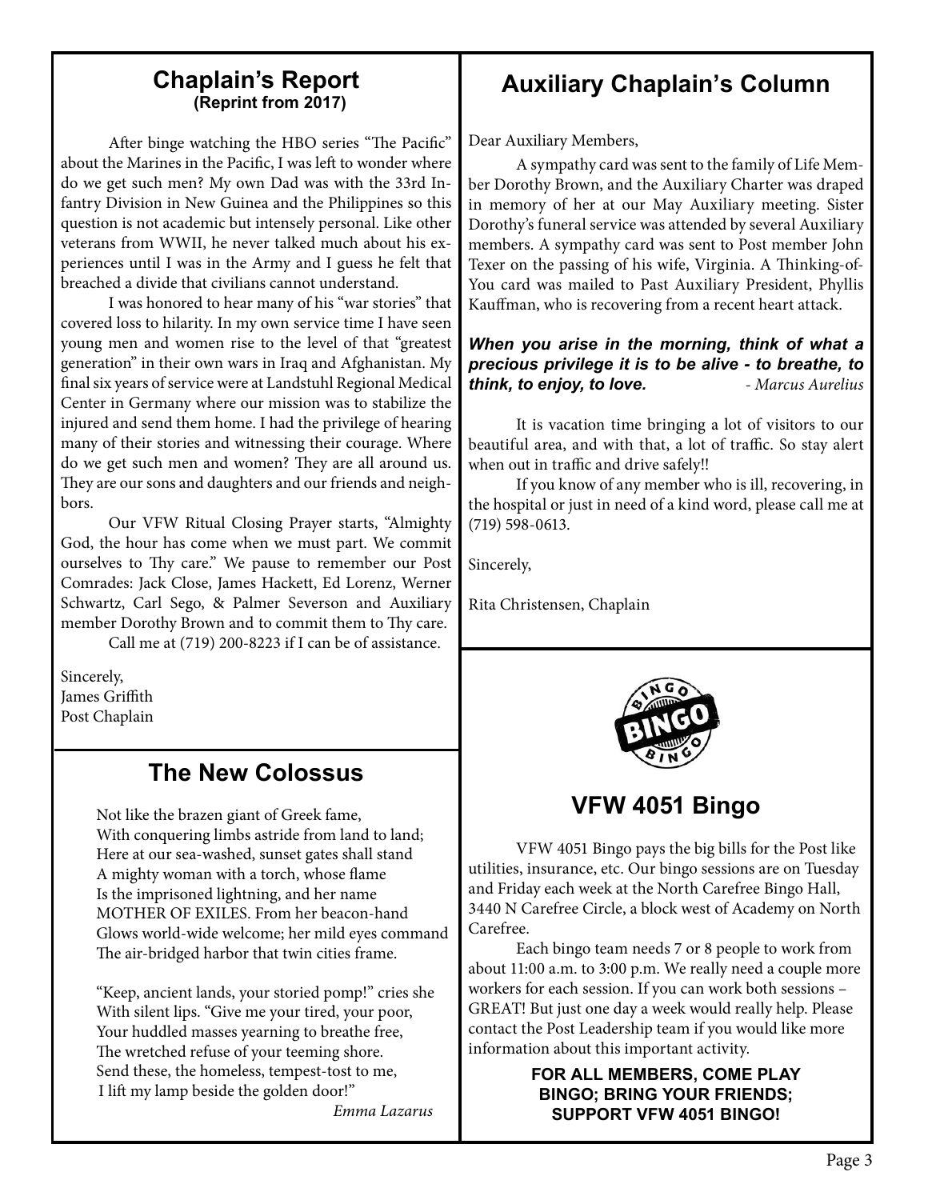## Chaplain's Report

**(Reprint from 2017)**

After binge watching the HBO series "The Pacific" about the Marines in the Pacific, I was left to wonder where do we get such men? My own Dad was with the 33rd Infantry Division in New Guinea and the Philippines so this question is not academic but intensely personal. Like other veterans from WWII, he never talked much about his experiences until I was in the Army and I guess he felt that breached a divide that civilians cannot understand.

I was honored to hear many of his "war stories" that covered loss to hilarity. In my own service time I have seen young men and women rise to the level of that "greatest generation" in their own wars in Iraq and Afghanistan. My final six years of service were at Landstuhl Regional Medical Center in Germany where our mission was to stabilize the injured and send them home. I had the privilege of hearing many of their stories and witnessing their courage. Where do we get such men and women? They are all around us. They are our sons and daughters and our friends and neighbors.

Our VFW Ritual Closing Prayer starts, "Almighty God, the hour has come when we must part. We commit ourselves to Thy care." We pause to remember our Post Comrades: Jack Close, James Hackett, Ed Lorenz, Werner Schwartz, Carl Sego, & Palmer Severson and Auxiliary member Dorothy Brown and to commit them to Thy care.

Call me at (719) 200-8223 if I can be of assistance.

Sincerely,
James Griffith
Post Chaplain

## The New Colossus

Not like the brazen giant of Greek fame,
With conquering limbs astride from land to land;
Here at our sea-washed, sunset gates shall stand
A mighty woman with a torch, whose flame
Is the imprisoned lightning, and her name
MOTHER OF EXILES. From her beacon-hand
Glows world-wide welcome; her mild eyes command
The air-bridged harbor that twin cities frame.

"Keep, ancient lands, your storied pomp!" cries she
With silent lips. "Give me your tired, your poor,
Your huddled masses yearning to breathe free,
The wretched refuse of your teeming shore.
Send these, the homeless, tempest-tost to me,
I lift my lamp beside the golden door!"

*Emma Lazarus*

## Auxiliary Chaplain's Column

Dear Auxiliary Members,

A sympathy card was sent to the family of Life Member Dorothy Brown, and the Auxiliary Charter was draped in memory of her at our May Auxiliary meeting. Sister Dorothy's funeral service was attended by several Auxiliary members. A sympathy card was sent to Post member John Texer on the passing of his wife, Virginia. A Thinking-of-You card was mailed to Past Auxiliary President, Phyllis Kauffman, who is recovering from a recent heart attack.

***When you arise in the morning, think of what a precious privilege it is to be alive - to breathe, to think, to enjoy, to love.*** *- Marcus Aurelius*

It is vacation time bringing a lot of visitors to our beautiful area, and with that, a lot of traffic. So stay alert when out in traffic and drive safely!!

If you know of any member who is ill, recovering, in the hospital or just in need of a kind word, please call me at (719) 598-0613.

Sincerely,

Rita Christensen, Chaplain

## VFW 4051 Bingo

VFW 4051 Bingo pays the big bills for the Post like utilities, insurance, etc. Our bingo sessions are on Tuesday and Friday each week at the North Carefree Bingo Hall, 3440 N Carefree Circle, a block west of Academy on North Carefree.

Each bingo team needs 7 or 8 people to work from about 11:00 a.m. to 3:00 p.m. We really need a couple more workers for each session. If you can work both sessions – GREAT! But just one day a week would really help. Please contact the Post Leadership team if you would like more information about this important activity.

**FOR ALL MEMBERS, COME PLAY BINGO; BRING YOUR FRIENDS; SUPPORT VFW 4051 BINGO!**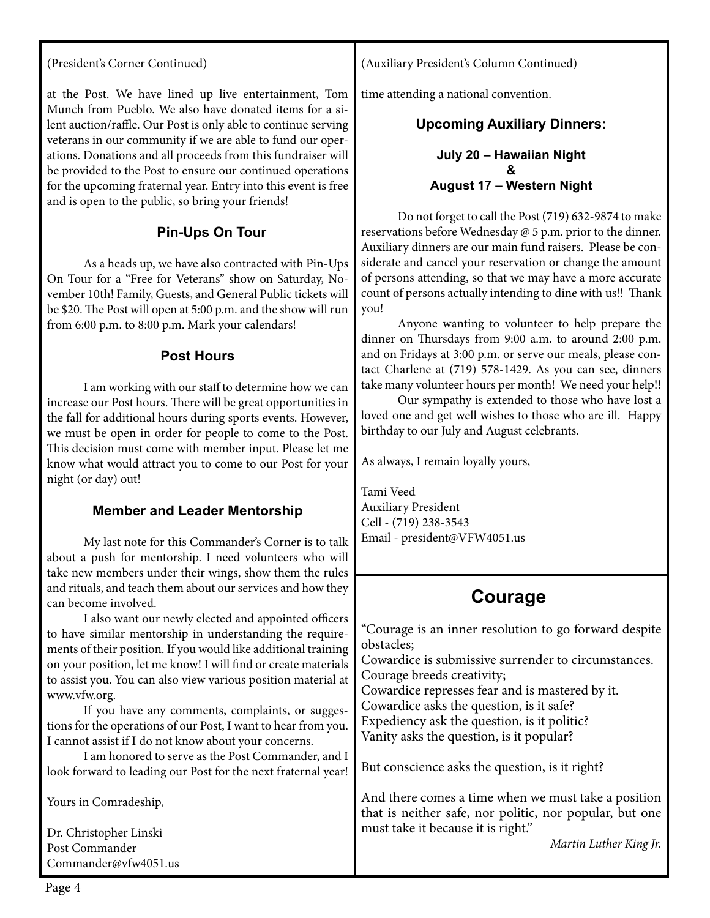(President's Corner Continued)

at the Post. We have lined up live entertainment, Tom Munch from Pueblo. We also have donated items for a silent auction/raffle. Our Post is only able to continue serving veterans in our community if we are able to fund our operations. Donations and all proceeds from this fundraiser will be provided to the Post to ensure our continued operations for the upcoming fraternal year. Entry into this event is free and is open to the public, so bring your friends!

## Pin-Ups On Tour

As a heads up, we have also contracted with Pin-Ups On Tour for a "Free for Veterans" show on Saturday, November 10th! Family, Guests, and General Public tickets will be $20. The Post will open at 5:00 p.m. and the show will run from 6:00 p.m. to 8:00 p.m. Mark your calendars!

## Post Hours

I am working with our staff to determine how we can increase our Post hours. There will be great opportunities in the fall for additional hours during sports events. However, we must be open in order for people to come to the Post. This decision must come with member input. Please let me know what would attract you to come to our Post for your night (or day) out!

## Member and Leader Mentorship

My last note for this Commander's Corner is to talk about a push for mentorship. I need volunteers who will take new members under their wings, show them the rules and rituals, and teach them about our services and how they can become involved.

I also want our newly elected and appointed officers to have similar mentorship in understanding the requirements of their position. If you would like additional training on your position, let me know! I will find or create materials to assist you. You can also view various position material at www.vfw.org.

If you have any comments, complaints, or suggestions for the operations of our Post, I want to hear from you. I cannot assist if I do not know about your concerns.

I am honored to serve as the Post Commander, and I look forward to leading our Post for the next fraternal year!

Yours in Comradeship,

Dr. Christopher Linski
Post Commander
Commander@vfw4051.us

(Auxiliary President's Column Continued)

time attending a national convention.

## Upcoming Auxiliary Dinners:

**July 20 – Hawaiian Night**
**&**
**August 17 – Western Night**

Do not forget to call the Post (719) 632-9874 to make reservations before Wednesday @ 5 p.m. prior to the dinner. Auxiliary dinners are our main fund raisers. Please be considerate and cancel your reservation or change the amount of persons attending, so that we may have a more accurate count of persons actually intending to dine with us!! Thank you!

Anyone wanting to volunteer to help prepare the dinner on Thursdays from 9:00 a.m. to around 2:00 p.m. and on Fridays at 3:00 p.m. or serve our meals, please contact Charlene at (719) 578-1429. As you can see, dinners take many volunteer hours per month! We need your help!!

Our sympathy is extended to those who have lost a loved one and get well wishes to those who are ill. Happy birthday to our July and August celebrants.

As always, I remain loyally yours,

Tami Veed
Auxiliary President
Cell - (719) 238-3543
Email - president@VFW4051.us

# Courage

"Courage is an inner resolution to go forward despite obstacles;
Cowardice is submissive surrender to circumstances.
Courage breeds creativity;
Cowardice represses fear and is mastered by it.
Cowardice asks the question, is it safe?
Expediency ask the question, is it politic?
Vanity asks the question, is it popular?

But conscience asks the question, is it right?

And there comes a time when we must take a position that is neither safe, nor politic, nor popular, but one must take it because it is right."

*Martin Luther King Jr.*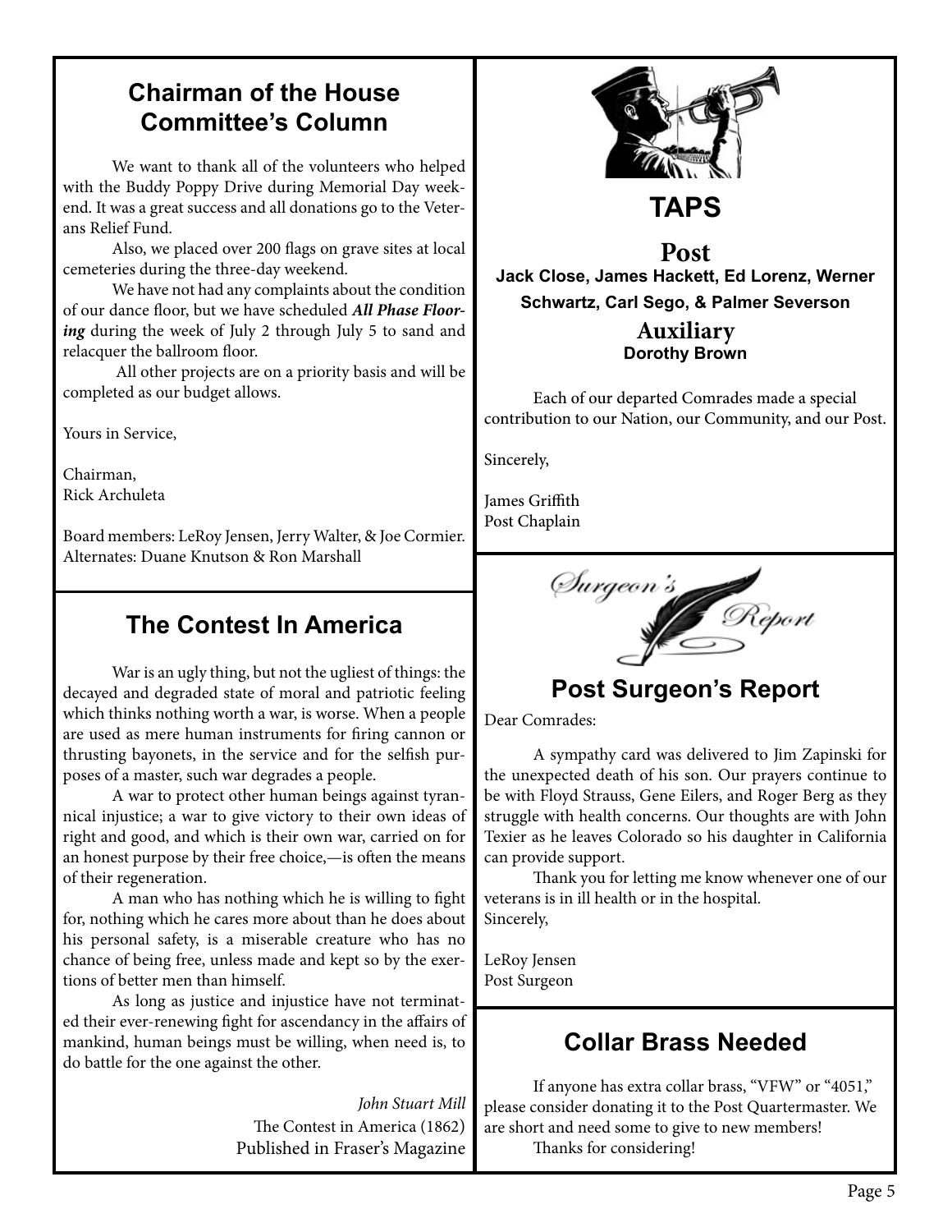## Chairman of the House Committee's Column

We want to thank all of the volunteers who helped with the Buddy Poppy Drive during Memorial Day weekend. It was a great success and all donations go to the Veterans Relief Fund.

Also, we placed over 200 flags on grave sites at local cemeteries during the three-day weekend.

We have not had any complaints about the condition of our dance floor, but we have scheduled ***All Phase Flooring*** during the week of July 2 through July 5 to sand and relacquer the ballroom floor.

All other projects are on a priority basis and will be completed as our budget allows.

Yours in Service,

Chairman,
Rick Archuleta

Board members: LeRoy Jensen, Jerry Walter, & Joe Cormier.
Alternates: Duane Knutson & Ron Marshall

## The Contest In America

War is an ugly thing, but not the ugliest of things: the decayed and degraded state of moral and patriotic feeling which thinks nothing worth a war, is worse. When a people are used as mere human instruments for firing cannon or thrusting bayonets, in the service and for the selfish purposes of a master, such war degrades a people.

A war to protect other human beings against tyrannical injustice; a war to give victory to their own ideas of right and good, and which is their own war, carried on for an honest purpose by their free choice,—is often the means of their regeneration.

A man who has nothing which he is willing to fight for, nothing which he cares more about than he does about his personal safety, is a miserable creature who has no chance of being free, unless made and kept so by the exertions of better men than himself.

As long as justice and injustice have not terminated their ever-renewing fight for ascendancy in the affairs of mankind, human beings must be willing, when need is, to do battle for the one against the other.

*John Stuart Mill*
The Contest in America (1862)
Published in Fraser's Magazine

## TAPS

### Post

**Jack Close, James Hackett, Ed Lorenz, Werner Schwartz, Carl Sego, & Palmer Severson**

### Auxiliary

**Dorothy Brown**

Each of our departed Comrades made a special contribution to our Nation, our Community, and our Post.

Sincerely,

James Griffith
Post Chaplain

## Post Surgeon's Report

Dear Comrades:

A sympathy card was delivered to Jim Zapinski for the unexpected death of his son. Our prayers continue to be with Floyd Strauss, Gene Eilers, and Roger Berg as they struggle with health concerns. Our thoughts are with John Texier as he leaves Colorado so his daughter in California can provide support.

Thank you for letting me know whenever one of our veterans is in ill health or in the hospital.

Sincerely,

LeRoy Jensen
Post Surgeon

## Collar Brass Needed

If anyone has extra collar brass, "VFW" or "4051," please consider donating it to the Post Quartermaster. We are short and need some to give to new members!

Thanks for considering!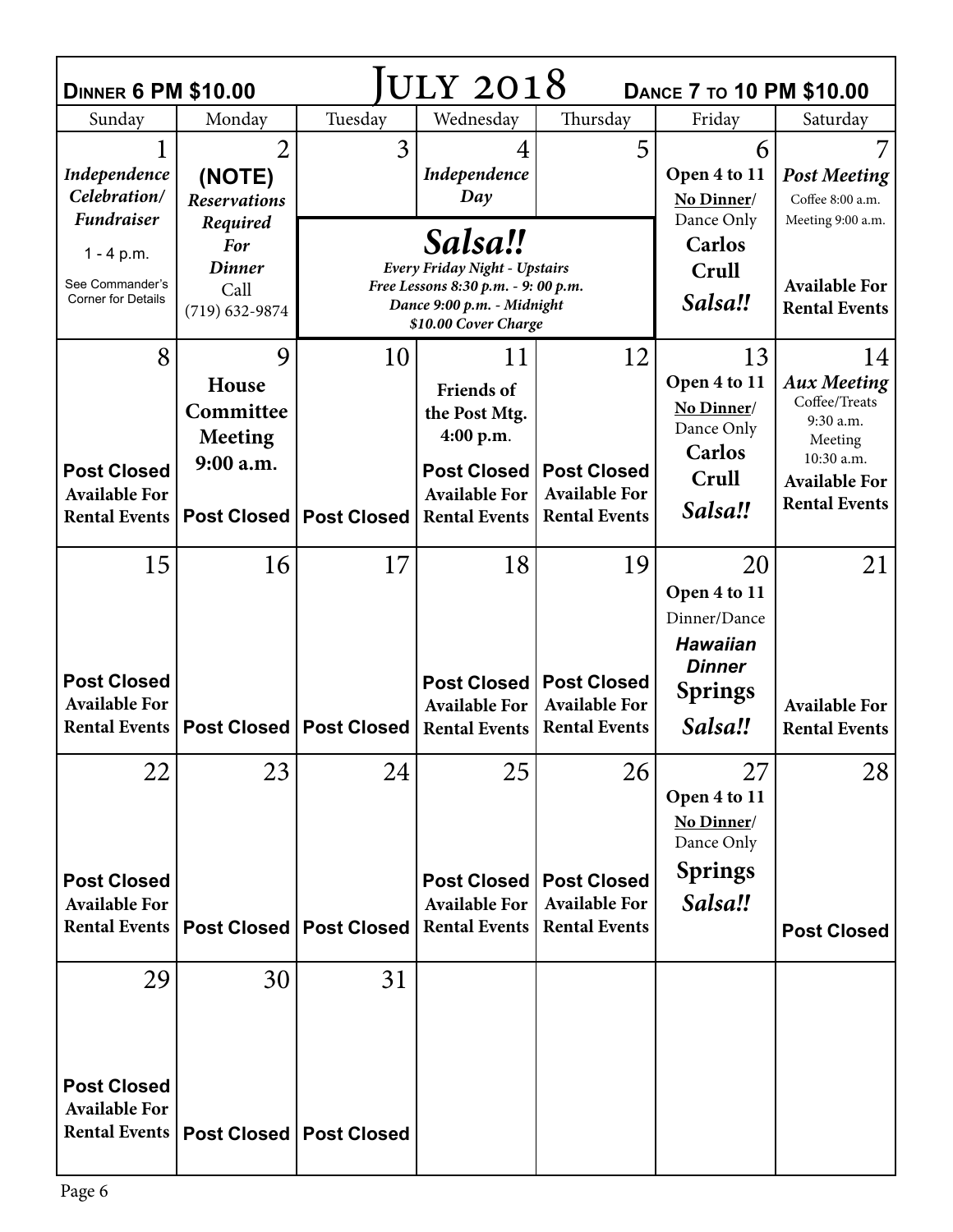# July 2018

**Dinner 6 PM $10.00** | **Dance 7 to 10 PM $10.00**

| Sunday | Monday | Tuesday | Wednesday | Thursday | Friday | Saturday |
|---|---|---|---|---|---|---|
| 1 *Independence Celebration/ Fundraiser* 1 - 4 p.m. See Commander's Corner for Details | 2 **(NOTE)** *Reservations Required For Dinner* Call (719) 632-9874 | 3 | 4 *Independence Day* | 5 | 6 **Open 4 to 11** **No Dinner**/ Dance Only **Carlos Crull** ***Salsa!!*** | 7 ***Post Meeting*** Coffee 8:00 a.m. Meeting 9:00 a.m. **Available For Rental Events** |
| 8 **Post Closed** **Available For Rental Events** | 9 **House Committee Meeting 9:00 a.m.** **Post Closed** | 10 **Post Closed** | 11 **Friends of the Post Mtg. 4:00 p.m.** **Post Closed** **Available For Rental Events** | 12 **Post Closed** **Available For Rental Events** | 13 **Open 4 to 11** **No Dinner**/ Dance Only **Carlos Crull** ***Salsa!!*** | 14 ***Aux Meeting*** Coffee/Treats 9:30 a.m. Meeting 10:30 a.m. **Available For Rental Events** |
| 15 **Post Closed** **Available For Rental Events** | 16 **Post Closed** | 17 **Post Closed** | 18 **Post Closed** **Available For Rental Events** | 19 **Post Closed** **Available For Rental Events** | 20 **Open 4 to 11** Dinner/Dance ***Hawaiian Dinner*** **Springs** ***Salsa!!*** | 21 **Available For Rental Events** |
| 22 **Post Closed** **Available For Rental Events** | 23 **Post Closed** | 24 **Post Closed** | 25 **Post Closed** **Available For Rental Events** | 26 **Post Closed** **Available For Rental Events** | 27 **Open 4 to 11** **No Dinner**/ Dance Only **Springs** ***Salsa!!*** | 28 **Post Closed** |
| 29 **Post Closed** **Available For Rental Events** | 30 **Post Closed** | 31 **Post Closed** | | | | |

***Salsa!!***
*Every Friday Night - Upstairs*
*Free Lessons 8:30 p.m. - 9:00 p.m.*
*Dance 9:00 p.m. - Midnight*
*$10.00 Cover Charge*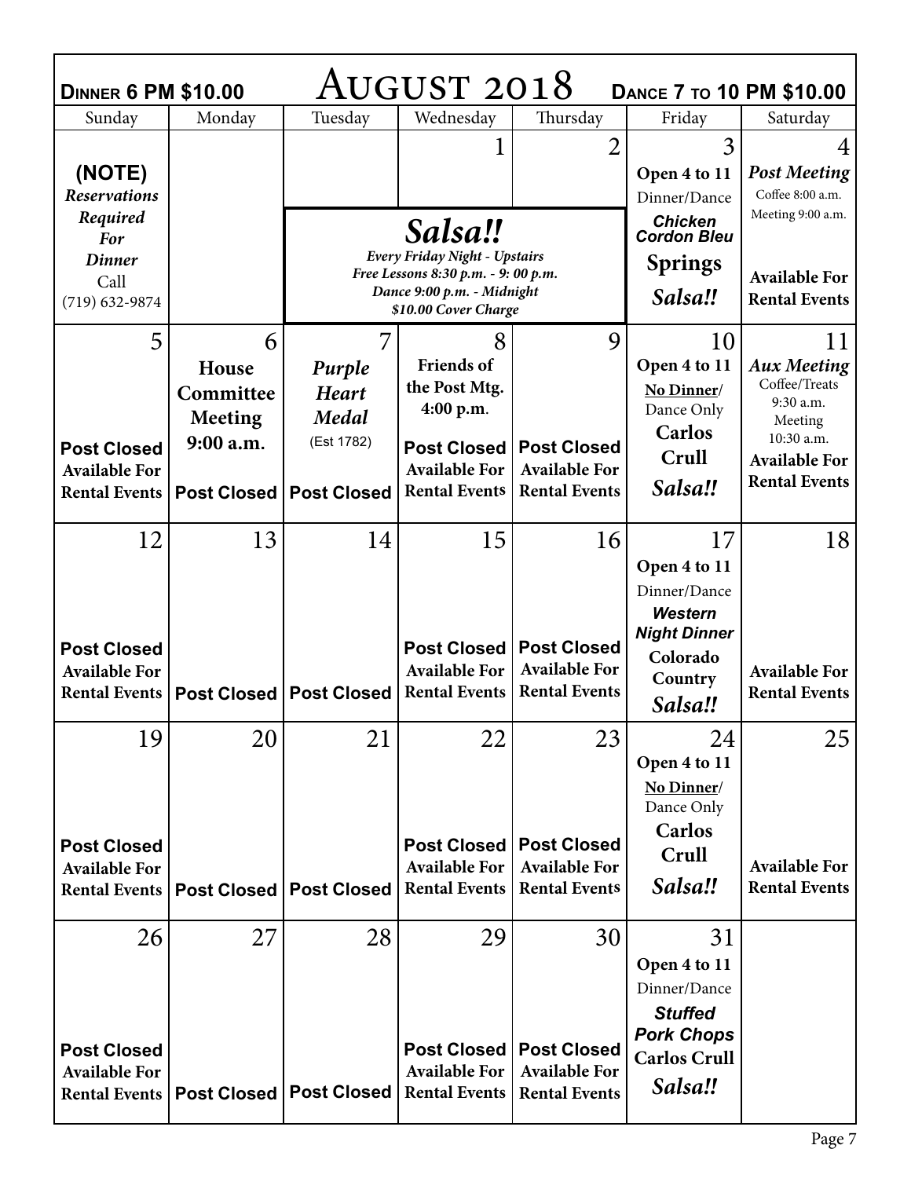**Dinner 6 PM $10.00** | # August 2018 | **Dance 7 to 10 PM $10.00**

| Sunday | Monday | Tuesday | Wednesday | Thursday | Friday | Saturday |
|---|---|---|---|---|---|---|
| **(NOTE)** *Reservations Required For Dinner* Call (719) 632-9874 | | | 1 | 2 | 3 **Open 4 to 11** Dinner/Dance ***Chicken Cordon Bleu*** **Springs** ***Salsa!!*** | 4 ***Post Meeting*** Coffee 8:00 a.m. Meeting 9:00 a.m. **Available For Rental Events** |
| 5 **Post Closed Available For Rental Events** | 6 **House Committee Meeting 9:00 a.m.** **Post Closed** | 7 ***Purple Heart Medal*** (Est 1782) **Post Closed** | 8 **Friends of the Post Mtg. 4:00 p.m.** **Post Closed Available For Rental Events** | 9 **Post Closed Available For Rental Events** | 10 **Open 4 to 11** **No Dinner**/ Dance Only **Carlos Crull** ***Salsa!!*** | 11 ***Aux Meeting*** Coffee/Treats 9:30 a.m. Meeting 10:30 a.m. **Available For Rental Events** |
| 12 **Post Closed Available For Rental Events** | 13 **Post Closed** | 14 **Post Closed** | 15 **Post Closed Available For Rental Events** | 16 **Post Closed Available For Rental Events** | 17 **Open 4 to 11** Dinner/Dance ***Western Night Dinner*** **Colorado Country** ***Salsa!!*** | 18 **Available For Rental Events** |
| 19 **Post Closed Available For Rental Events** | 20 **Post Closed** | 21 **Post Closed** | 22 **Post Closed Available For Rental Events** | 23 **Post Closed Available For Rental Events** | 24 **Open 4 to 11** **No Dinner**/ Dance Only **Carlos Crull** ***Salsa!!*** | 25 **Available For Rental Events** |
| 26 **Post Closed Available For Rental Events** | 27 **Post Closed** | 28 **Post Closed** | 29 **Post Closed Available For Rental Events** | 30 **Post Closed Available For Rental Events** | 31 **Open 4 to 11** Dinner/Dance ***Stuffed Pork Chops*** **Carlos Crull** ***Salsa!!*** | |

***Salsa!!***
*Every Friday Night - Upstairs*
*Free Lessons 8:30 p.m. - 9: 00 p.m.*
*Dance 9:00 p.m. - Midnight*
*$10.00 Cover Charge*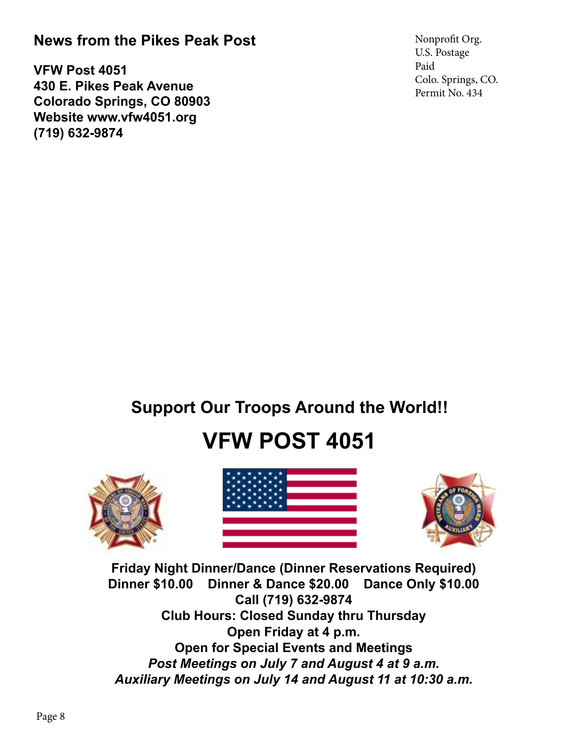**News from the Pikes Peak Post**

**VFW Post 4051**
**430 E. Pikes Peak Avenue**
**Colorado Springs, CO 80903**
**Website www.vfw4051.org**
**(719) 632-9874**

Nonprofit Org.
U.S. Postage
Paid
Colo. Springs, CO.
Permit No. 434

## Support Our Troops Around the World!!

# VFW POST 4051

**Friday Night Dinner/Dance (Dinner Reservations Required)**
**Dinner $10.00    Dinner & Dance $20.00    Dance Only $10.00**
**Call (719) 632-9874**
**Club Hours: Closed Sunday thru Thursday**
**Open Friday at 4 p.m.**
**Open for Special Events and Meetings**
***Post Meetings on July 7 and August 4 at 9 a.m.***
***Auxiliary Meetings on July 14 and August 11 at 10:30 a.m.***